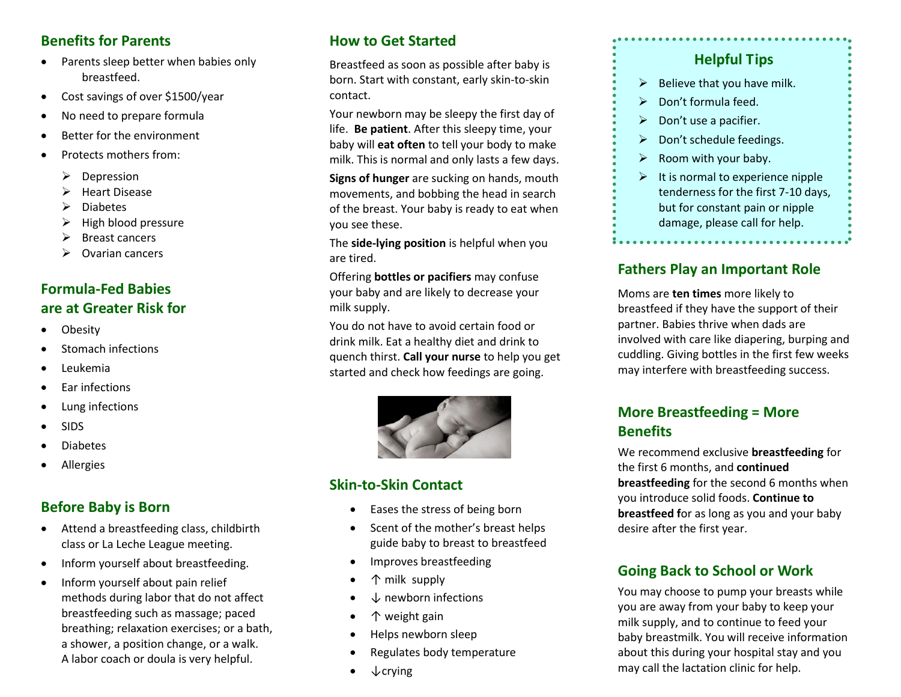## Benefits for Parents

- Parents sleep better when babies only breastfeed.
- Cost savings of over $1500/year
- No need to prepare formula
- Better for the environment
- Protects mothers from:
  - Depression
  - Heart Disease
  - Diabetes
  - High blood pressure
  - Breast cancers
  - Ovarian cancers

## Formula-Fed Babies are at Greater Risk for

- Obesity
- Stomach infections
- Leukemia
- Ear infections
- Lung infections
- SIDS
- Diabetes
- Allergies

## Before Baby is Born

- Attend a breastfeeding class, childbirth class or La Leche League meeting.
- Inform yourself about breastfeeding.
- Inform yourself about pain relief methods during labor that do not affect breastfeeding such as massage; paced breathing; relaxation exercises; or a bath, a shower, a position change, or a walk. A labor coach or doula is very helpful.

## How to Get Started

Breastfeed as soon as possible after baby is born. Start with constant, early skin-to-skin contact.

Your newborn may be sleepy the first day of life. **Be patient**. After this sleepy time, your baby will **eat often** to tell your body to make milk. This is normal and only lasts a few days.

**Signs of hunger** are sucking on hands, mouth movements, and bobbing the head in search of the breast. Your baby is ready to eat when you see these.

The **side-lying position** is helpful when you are tired.

Offering **bottles or pacifiers** may confuse your baby and are likely to decrease your milk supply.

You do not have to avoid certain food or drink milk. Eat a healthy diet and drink to quench thirst. **Call your nurse** to help you get started and check how feedings are going.

## Skin-to-Skin Contact

- Eases the stress of being born
- Scent of the mother's breast helps guide baby to breast to breastfeed
- Improves breastfeeding
- ↑ milk supply
- ↓ newborn infections
- ↑ weight gain
- Helps newborn sleep
- Regulates body temperature
- ↓crying

## Helpful Tips

- Believe that you have milk.
- Don't formula feed.
- Don't use a pacifier.
- Don't schedule feedings.
- Room with your baby.
- It is normal to experience nipple tenderness for the first 7-10 days, but for constant pain or nipple damage, please call for help.

## Fathers Play an Important Role

Moms are **ten times** more likely to breastfeed if they have the support of their partner. Babies thrive when dads are involved with care like diapering, burping and cuddling. Giving bottles in the first few weeks may interfere with breastfeeding success.

## More Breastfeeding = More Benefits

We recommend exclusive **breastfeeding** for the first 6 months, and **continued breastfeeding** for the second 6 months when you introduce solid foods. **Continue to breastfeed f**or as long as you and your baby desire after the first year.

## Going Back to School or Work

You may choose to pump your breasts while you are away from your baby to keep your milk supply, and to continue to feed your baby breastmilk. You will receive information about this during your hospital stay and you may call the lactation clinic for help.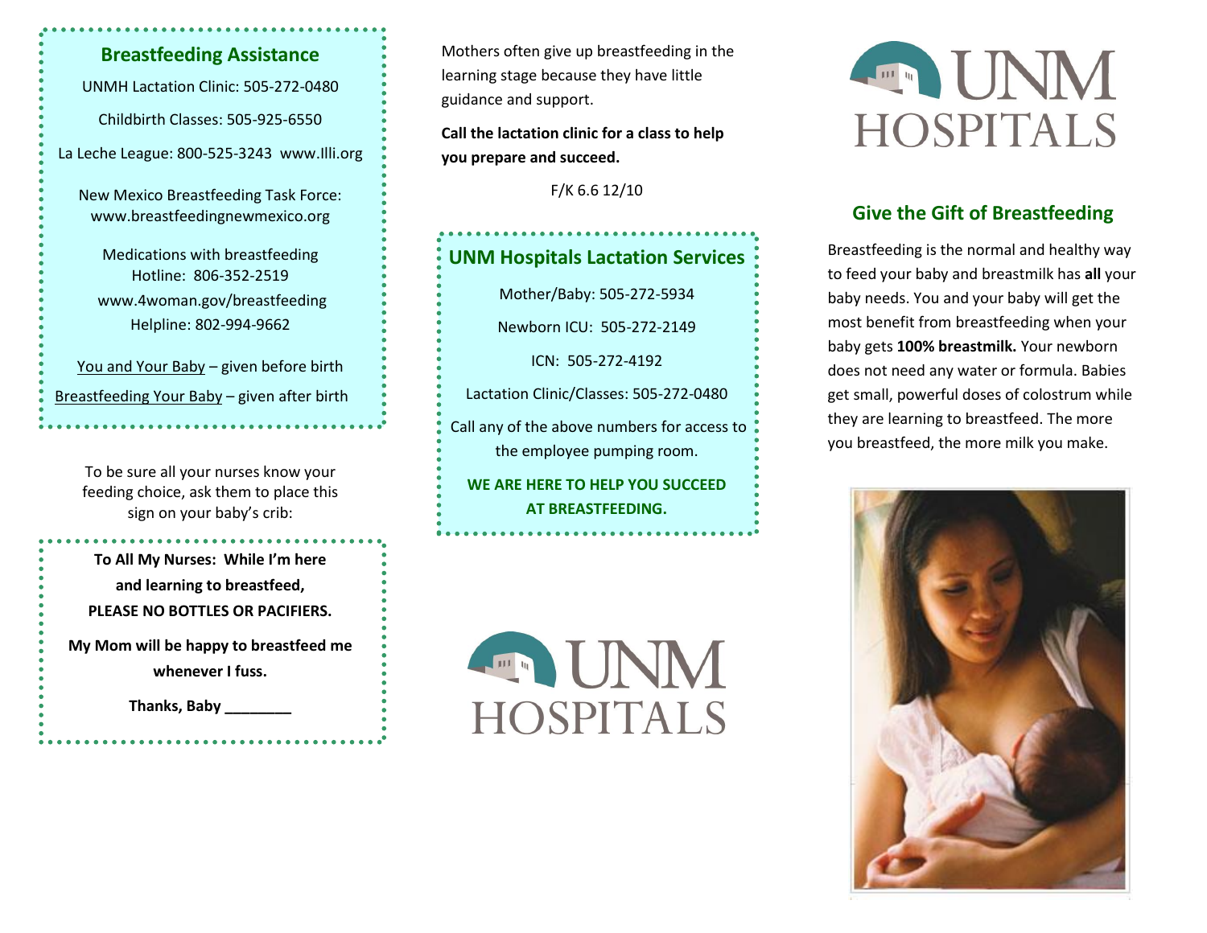## Breastfeeding Assistance

UNMH Lactation Clinic: 505-272-0480

Childbirth Classes: 505-925-6550

La Leche League: 800-525-3243 www.llli.org

New Mexico Breastfeeding Task Force: www.breastfeedingnewmexico.org

Medications with breastfeeding Hotline: 806-352-2519

www.4woman.gov/breastfeeding

Helpline: 802-994-9662

You and Your Baby – given before birth

Breastfeeding Your Baby – given after birth

To be sure all your nurses know your feeding choice, ask them to place this sign on your baby's crib:

**To All My Nurses: While I'm here and learning to breastfeed, PLEASE NO BOTTLES OR PACIFIERS.**

**My Mom will be happy to breastfeed me whenever I fuss.**

**Thanks, Baby ________**

Mothers often give up breastfeeding in the learning stage because they have little guidance and support.

**Call the lactation clinic for a class to help you prepare and succeed.**

F/K 6.6 12/10

## UNM Hospitals Lactation Services

Mother/Baby: 505-272-5934

Newborn ICU: 505-272-2149

ICN: 505-272-4192

Lactation Clinic/Classes: 505-272-0480

Call any of the above numbers for access to the employee pumping room.

**WE ARE HERE TO HELP YOU SUCCEED AT BREASTFEEDING.**

UNM HOSPITALS

UNM HOSPITALS

## Give the Gift of Breastfeeding

Breastfeeding is the normal and healthy way to feed your baby and breastmilk has **all** your baby needs. You and your baby will get the most benefit from breastfeeding when your baby gets **100% breastmilk.** Your newborn does not need any water or formula. Babies get small, powerful doses of colostrum while they are learning to breastfeed. The more you breastfeed, the more milk you make.